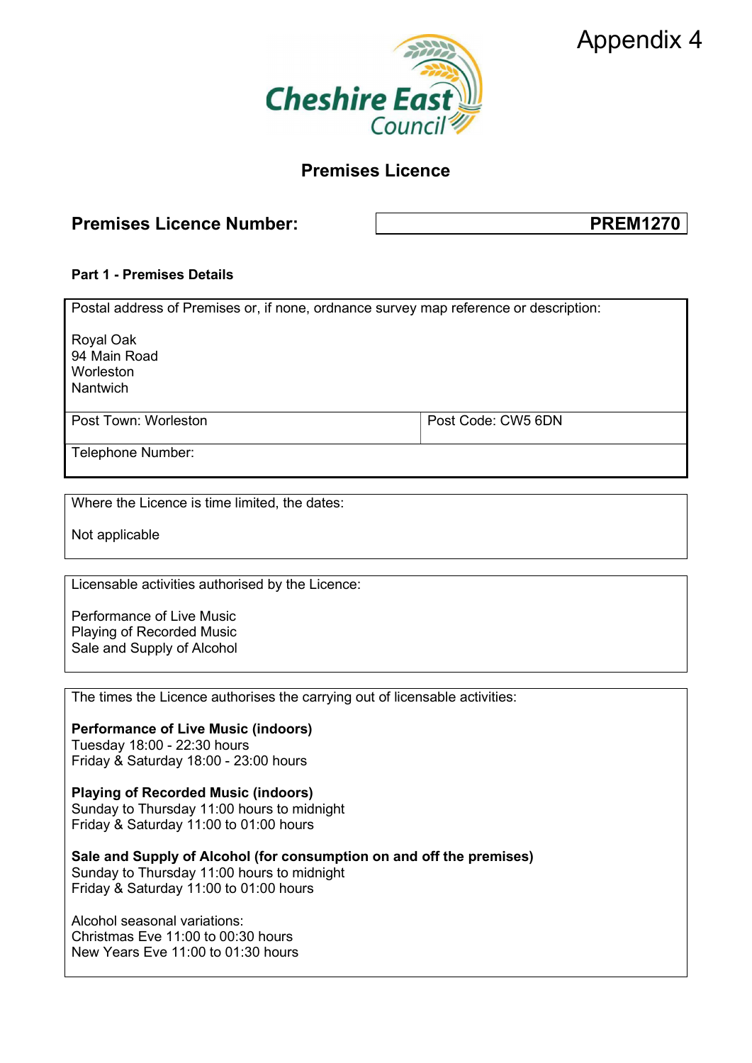Appendix 4

Cheshire East Council

# Premises Licence

**Premises Licence Number:** **PREM1270**

**Part 1 - Premises Details**

| Postal address of Premises or, if none, ordnance survey map reference or description: Royal Oak, 94 Main Road, Worleston, Nantwich | |
|---|---|
| Post Town: Worleston | Post Code: CW5 6DN |
| Telephone Number: | |

Where the Licence is time limited, the dates:

Not applicable

Licensable activities authorised by the Licence:

Performance of Live Music
Playing of Recorded Music
Sale and Supply of Alcohol

The times the Licence authorises the carrying out of licensable activities:

**Performance of Live Music (indoors)**
Tuesday 18:00 - 22:30 hours
Friday & Saturday 18:00 - 23:00 hours

**Playing of Recorded Music (indoors)**
Sunday to Thursday 11:00 hours to midnight
Friday & Saturday 11:00 to 01:00 hours

**Sale and Supply of Alcohol (for consumption on and off the premises)**
Sunday to Thursday 11:00 hours to midnight
Friday & Saturday 11:00 to 01:00 hours

Alcohol seasonal variations:
Christmas Eve 11:00 to 00:30 hours
New Years Eve 11:00 to 01:30 hours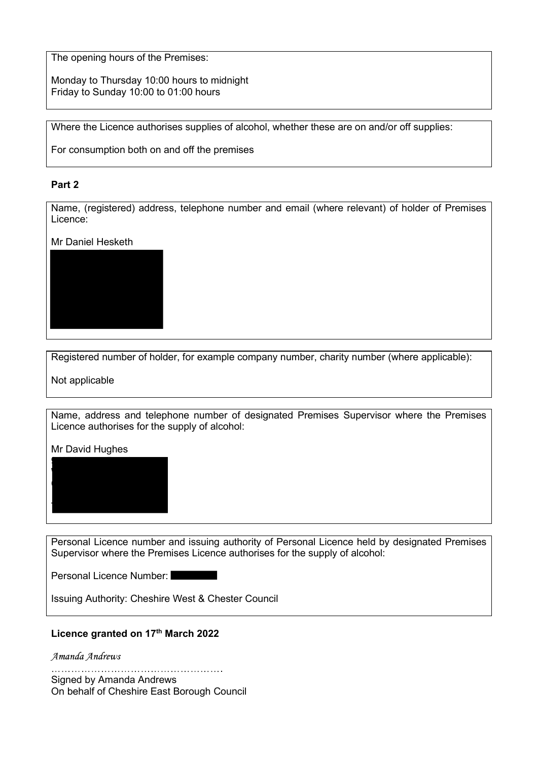The opening hours of the Premises:

Monday to Thursday 10:00 hours to midnight
Friday to Sunday 10:00 to 01:00 hours

Where the Licence authorises supplies of alcohol, whether these are on and/or off supplies:

For consumption both on and off the premises

**Part 2**

Name, (registered) address, telephone number and email (where relevant) of holder of Premises Licence:

Mr Daniel Hesketh

Registered number of holder, for example company number, charity number (where applicable):

Not applicable

Name, address and telephone number of designated Premises Supervisor where the Premises Licence authorises for the supply of alcohol:

Mr David Hughes

Personal Licence number and issuing authority of Personal Licence held by designated Premises Supervisor where the Premises Licence authorises for the supply of alcohol:

Personal Licence Number:

Issuing Authority: Cheshire West & Chester Council

**Licence granted on 17th March 2022**

*Amanda Andrews*

…………………………………………….
Signed by Amanda Andrews
On behalf of Cheshire East Borough Council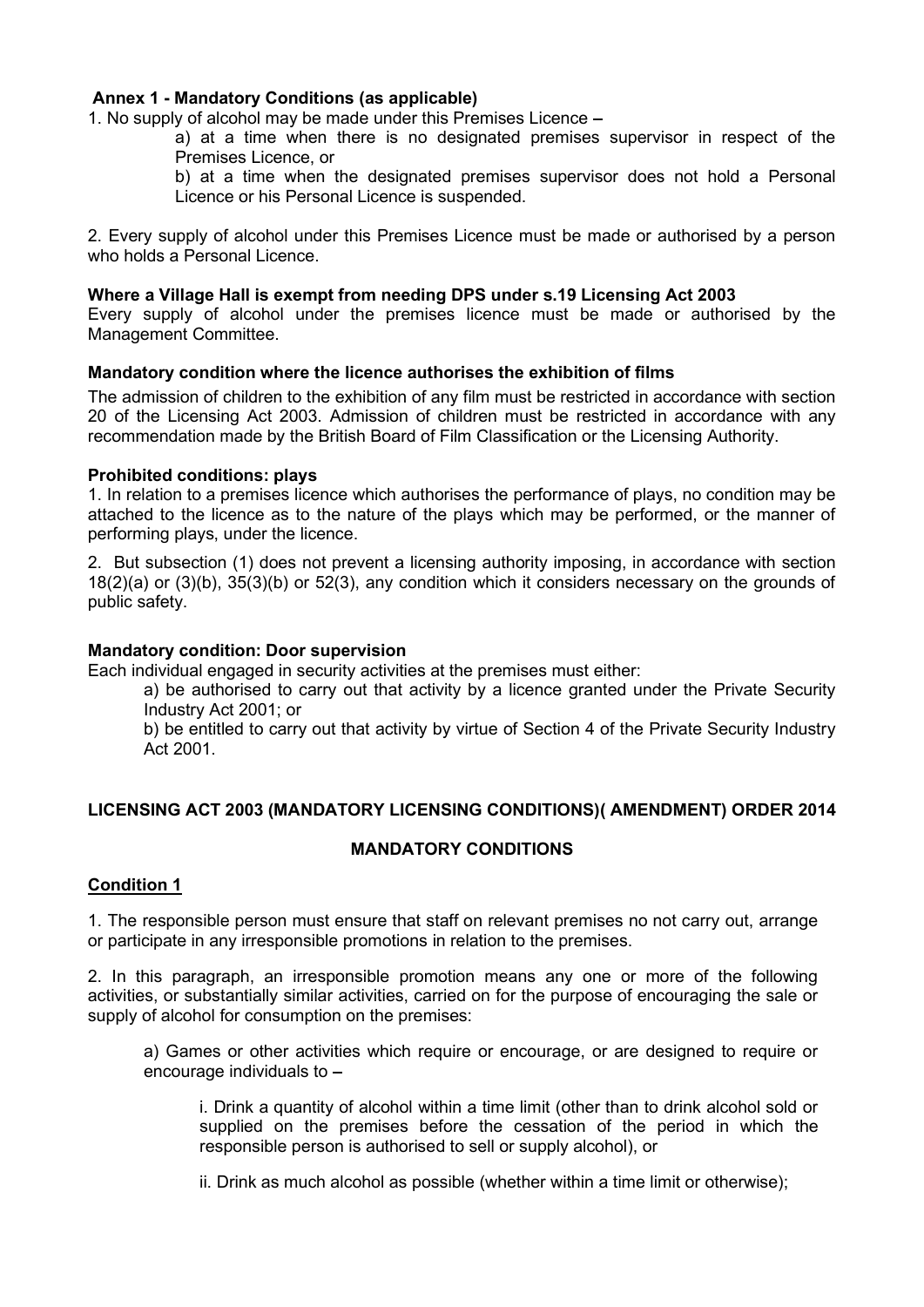**Annex 1 - Mandatory Conditions (as applicable)**

1. No supply of alcohol may be made under this Premises Licence –

   a) at a time when there is no designated premises supervisor in respect of the Premises Licence, or

   b) at a time when the designated premises supervisor does not hold a Personal Licence or his Personal Licence is suspended.

2. Every supply of alcohol under this Premises Licence must be made or authorised by a person who holds a Personal Licence.

**Where a Village Hall is exempt from needing DPS under s.19 Licensing Act 2003**

Every supply of alcohol under the premises licence must be made or authorised by the Management Committee.

**Mandatory condition where the licence authorises the exhibition of films**

The admission of children to the exhibition of any film must be restricted in accordance with section 20 of the Licensing Act 2003. Admission of children must be restricted in accordance with any recommendation made by the British Board of Film Classification or the Licensing Authority.

**Prohibited conditions: plays**

1. In relation to a premises licence which authorises the performance of plays, no condition may be attached to the licence as to the nature of the plays which may be performed, or the manner of performing plays, under the licence.

2. But subsection (1) does not prevent a licensing authority imposing, in accordance with section 18(2)(a) or (3)(b), 35(3)(b) or 52(3), any condition which it considers necessary on the grounds of public safety.

**Mandatory condition: Door supervision**

Each individual engaged in security activities at the premises must either:

a) be authorised to carry out that activity by a licence granted under the Private Security Industry Act 2001; or

b) be entitled to carry out that activity by virtue of Section 4 of the Private Security Industry Act 2001.

**LICENSING ACT 2003 (MANDATORY LICENSING CONDITIONS)( AMENDMENT) ORDER 2014**

**MANDATORY CONDITIONS**

**Condition 1**

1. The responsible person must ensure that staff on relevant premises no not carry out, arrange or participate in any irresponsible promotions in relation to the premises.

2. In this paragraph, an irresponsible promotion means any one or more of the following activities, or substantially similar activities, carried on for the purpose of encouraging the sale or supply of alcohol for consumption on the premises:

   a) Games or other activities which require or encourage, or are designed to require or encourage individuals to –

      i. Drink a quantity of alcohol within a time limit (other than to drink alcohol sold or supplied on the premises before the cessation of the period in which the responsible person is authorised to sell or supply alcohol), or

      ii. Drink as much alcohol as possible (whether within a time limit or otherwise);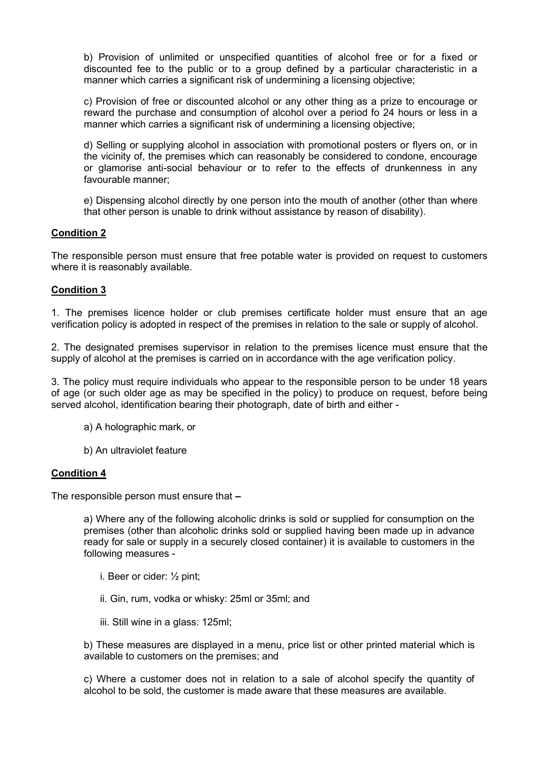b) Provision of unlimited or unspecified quantities of alcohol free or for a fixed or discounted fee to the public or to a group defined by a particular characteristic in a manner which carries a significant risk of undermining a licensing objective;

c) Provision of free or discounted alcohol or any other thing as a prize to encourage or reward the purchase and consumption of alcohol over a period fo 24 hours or less in a manner which carries a significant risk of undermining a licensing objective;

d) Selling or supplying alcohol in association with promotional posters or flyers on, or in the vicinity of, the premises which can reasonably be considered to condone, encourage or glamorise anti-social behaviour or to refer to the effects of drunkenness in any favourable manner;

e) Dispensing alcohol directly by one person into the mouth of another (other than where that other person is unable to drink without assistance by reason of disability).

**Condition 2**

The responsible person must ensure that free potable water is provided on request to customers where it is reasonably available.

**Condition 3**

1. The premises licence holder or club premises certificate holder must ensure that an age verification policy is adopted in respect of the premises in relation to the sale or supply of alcohol.

2. The designated premises supervisor in relation to the premises licence must ensure that the supply of alcohol at the premises is carried on in accordance with the age verification policy.

3. The policy must require individuals who appear to the responsible person to be under 18 years of age (or such older age as may be specified in the policy) to produce on request, before being served alcohol, identification bearing their photograph, date of birth and either -

   a) A holographic mark, or

   b) An ultraviolet feature

**Condition 4**

The responsible person must ensure that –

a) Where any of the following alcoholic drinks is sold or supplied for consumption on the premises (other than alcoholic drinks sold or supplied having been made up in advance ready for sale or supply in a securely closed container) it is available to customers in the following measures -

   i. Beer or cider: ½ pint;

   ii. Gin, rum, vodka or whisky: 25ml or 35ml; and

   iii. Still wine in a glass: 125ml;

b) These measures are displayed in a menu, price list or other printed material which is available to customers on the premises; and

c) Where a customer does not in relation to a sale of alcohol specify the quantity of alcohol to be sold, the customer is made aware that these measures are available.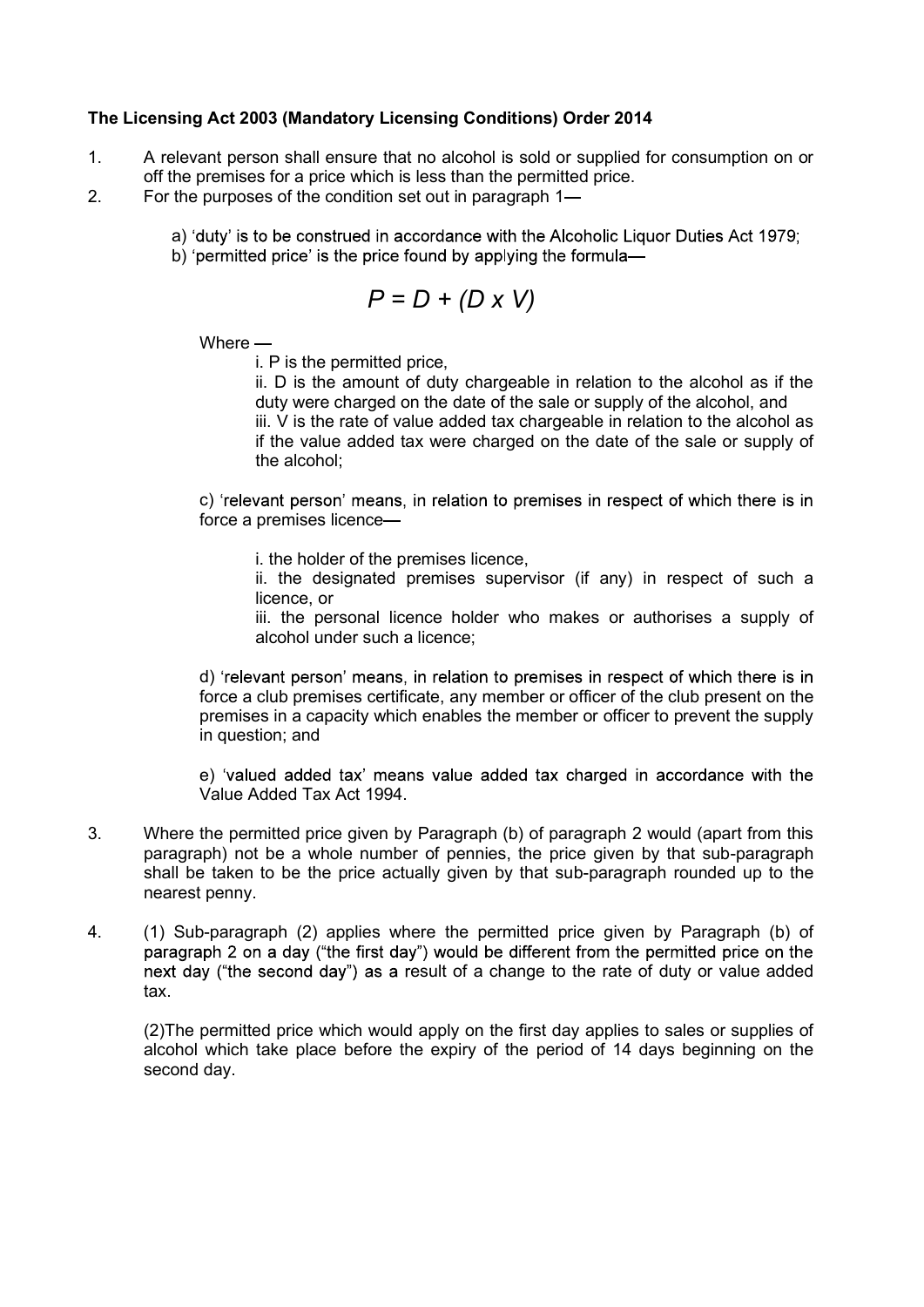**The Licensing Act 2003 (Mandatory Licensing Conditions) Order 2014**

1. A relevant person shall ensure that no alcohol is sold or supplied for consumption on or off the premises for a price which is less than the permitted price.
2. For the purposes of the condition set out in paragraph 1—

    a) 'duty' is to be construed in accordance with the Alcoholic Liquor Duties Act 1979;

    b) 'permitted price' is the price found by applying the formula—

$$P = D + (D \times V)$$

    Where —

    i. P is the permitted price,

    ii. D is the amount of duty chargeable in relation to the alcohol as if the duty were charged on the date of the sale or supply of the alcohol, and

    iii. V is the rate of value added tax chargeable in relation to the alcohol as if the value added tax were charged on the date of the sale or supply of the alcohol;

    c) 'relevant person' means, in relation to premises in respect of which there is in force a premises licence—

    i. the holder of the premises licence,

    ii. the designated premises supervisor (if any) in respect of such a licence, or

    iii. the personal licence holder who makes or authorises a supply of alcohol under such a licence;

    d) 'relevant person' means, in relation to premises in respect of which there is in force a club premises certificate, any member or officer of the club present on the premises in a capacity which enables the member or officer to prevent the supply in question; and

    e) 'valued added tax' means value added tax charged in accordance with the Value Added Tax Act 1994.

3. Where the permitted price given by Paragraph (b) of paragraph 2 would (apart from this paragraph) not be a whole number of pennies, the price given by that sub-paragraph shall be taken to be the price actually given by that sub-paragraph rounded up to the nearest penny.

4. (1) Sub-paragraph (2) applies where the permitted price given by Paragraph (b) of paragraph 2 on a day ("the first day") would be different from the permitted price on the next day ("the second day") as a result of a change to the rate of duty or value added tax.

    (2)The permitted price which would apply on the first day applies to sales or supplies of alcohol which take place before the expiry of the period of 14 days beginning on the second day.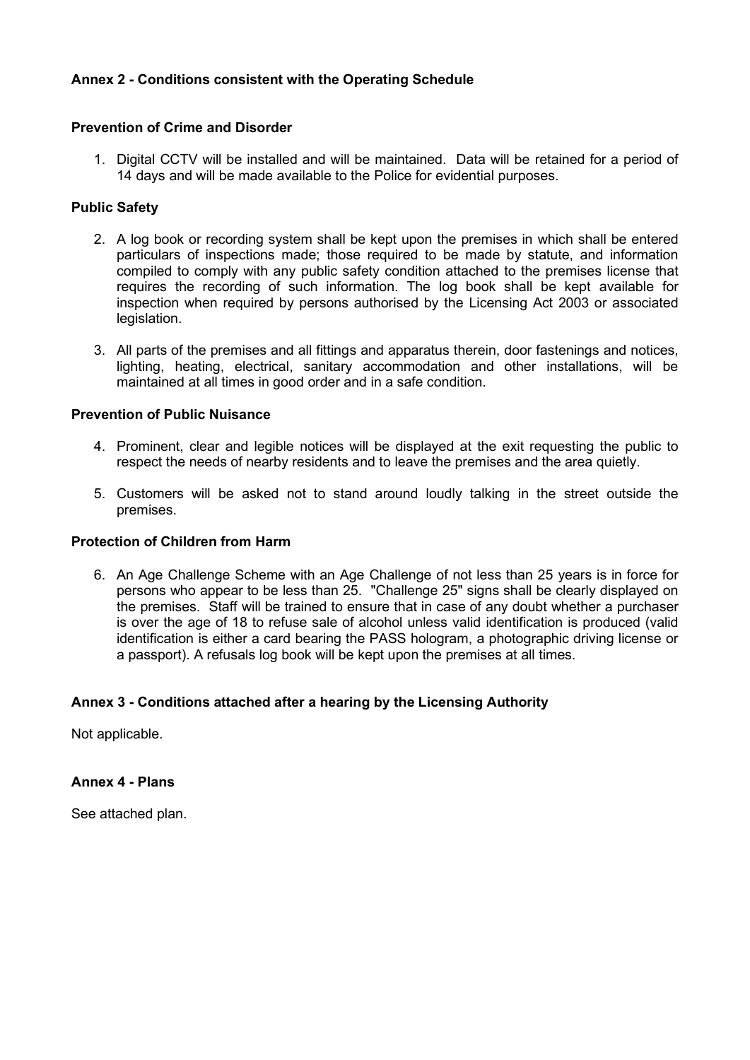## Annex 2 - Conditions consistent with the Operating Schedule

### Prevention of Crime and Disorder

1. Digital CCTV will be installed and will be maintained. Data will be retained for a period of 14 days and will be made available to the Police for evidential purposes.

### Public Safety

2. A log book or recording system shall be kept upon the premises in which shall be entered particulars of inspections made; those required to be made by statute, and information compiled to comply with any public safety condition attached to the premises license that requires the recording of such information. The log book shall be kept available for inspection when required by persons authorised by the Licensing Act 2003 or associated legislation.

3. All parts of the premises and all fittings and apparatus therein, door fastenings and notices, lighting, heating, electrical, sanitary accommodation and other installations, will be maintained at all times in good order and in a safe condition.

### Prevention of Public Nuisance

4. Prominent, clear and legible notices will be displayed at the exit requesting the public to respect the needs of nearby residents and to leave the premises and the area quietly.

5. Customers will be asked not to stand around loudly talking in the street outside the premises.

### Protection of Children from Harm

6. An Age Challenge Scheme with an Age Challenge of not less than 25 years is in force for persons who appear to be less than 25. "Challenge 25" signs shall be clearly displayed on the premises. Staff will be trained to ensure that in case of any doubt whether a purchaser is over the age of 18 to refuse sale of alcohol unless valid identification is produced (valid identification is either a card bearing the PASS hologram, a photographic driving license or a passport). A refusals log book will be kept upon the premises at all times.

## Annex 3 - Conditions attached after a hearing by the Licensing Authority

Not applicable.

## Annex 4 - Plans

See attached plan.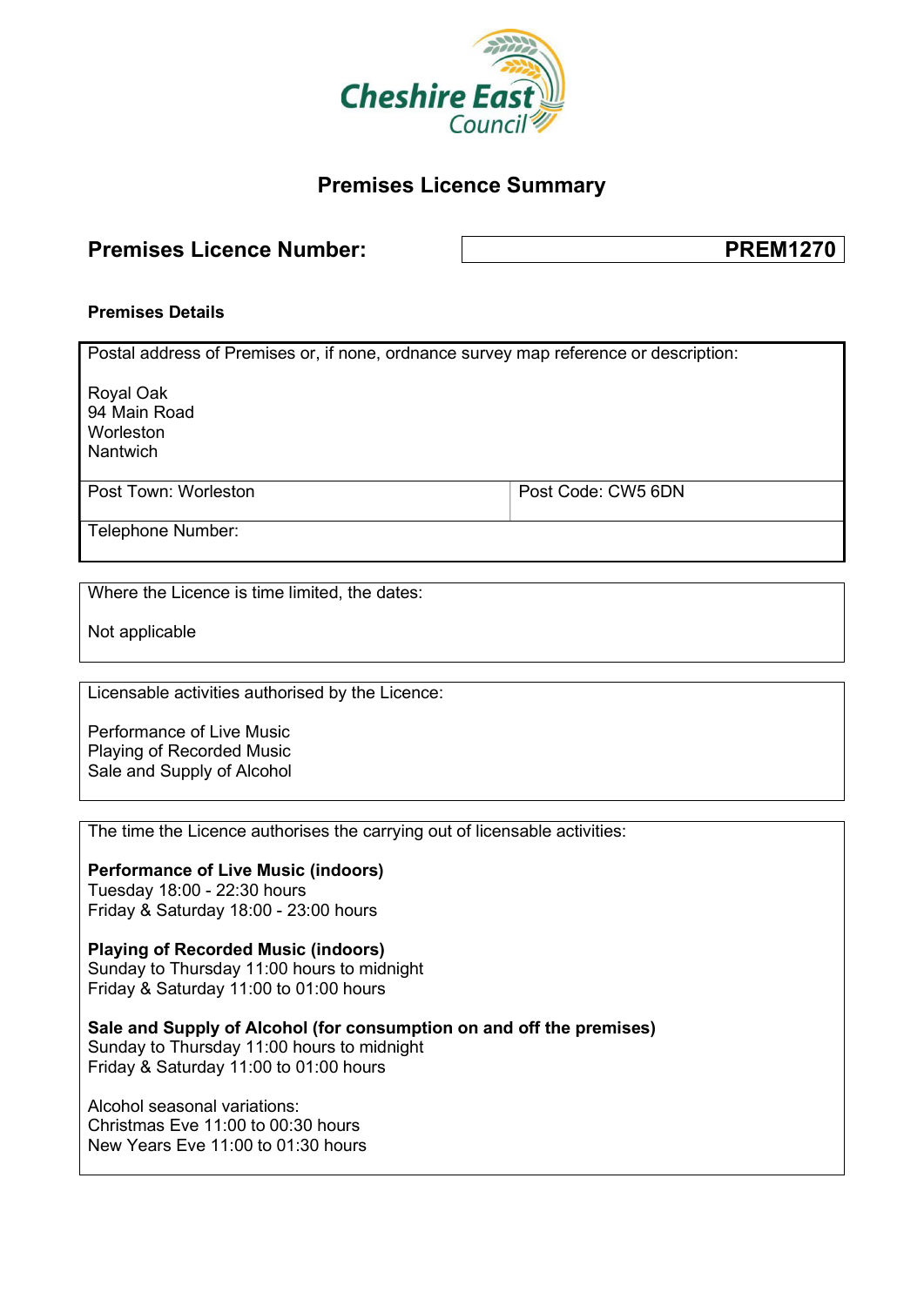Cheshire East Council

# Premises Licence Summary

| **Premises Licence Number:** | **PREM1270** |
|---|---|

**Premises Details**

| Postal address of Premises or, if none, ordnance survey map reference or description:<br><br>Royal Oak<br>94 Main Road<br>Worleston<br>Nantwich | |
|---|---|
| Post Town: Worleston | Post Code: CW5 6DN |
| Telephone Number: | |

Where the Licence is time limited, the dates:

Not applicable

Licensable activities authorised by the Licence:

Performance of Live Music
Playing of Recorded Music
Sale and Supply of Alcohol

The time the Licence authorises the carrying out of licensable activities:

**Performance of Live Music (indoors)**
Tuesday 18:00 - 22:30 hours
Friday & Saturday 18:00 - 23:00 hours

**Playing of Recorded Music (indoors)**
Sunday to Thursday 11:00 hours to midnight
Friday & Saturday 11:00 to 01:00 hours

**Sale and Supply of Alcohol (for consumption on and off the premises)**
Sunday to Thursday 11:00 hours to midnight
Friday & Saturday 11:00 to 01:00 hours

Alcohol seasonal variations:
Christmas Eve 11:00 to 00:30 hours
New Years Eve 11:00 to 01:30 hours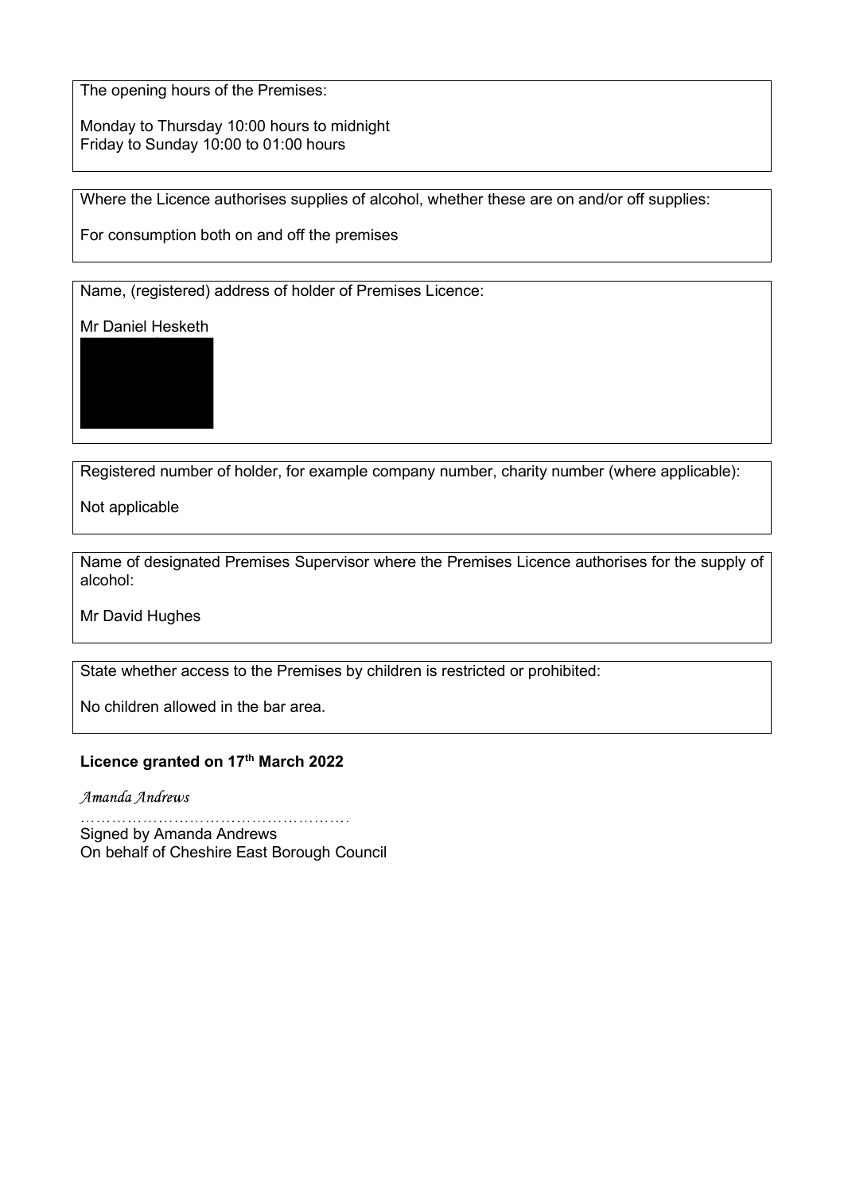The opening hours of the Premises:

Monday to Thursday 10:00 hours to midnight
Friday to Sunday 10:00 to 01:00 hours

Where the Licence authorises supplies of alcohol, whether these are on and/or off supplies:

For consumption both on and off the premises

Name, (registered) address of holder of Premises Licence:

Mr Daniel Hesketh

Registered number of holder, for example company number, charity number (where applicable):

Not applicable

Name of designated Premises Supervisor where the Premises Licence authorises for the supply of alcohol:

Mr David Hughes

State whether access to the Premises by children is restricted or prohibited:

No children allowed in the bar area.

**Licence granted on 17th March 2022**

*Amanda Andrews*

…………………………………………….
Signed by Amanda Andrews
On behalf of Cheshire East Borough Council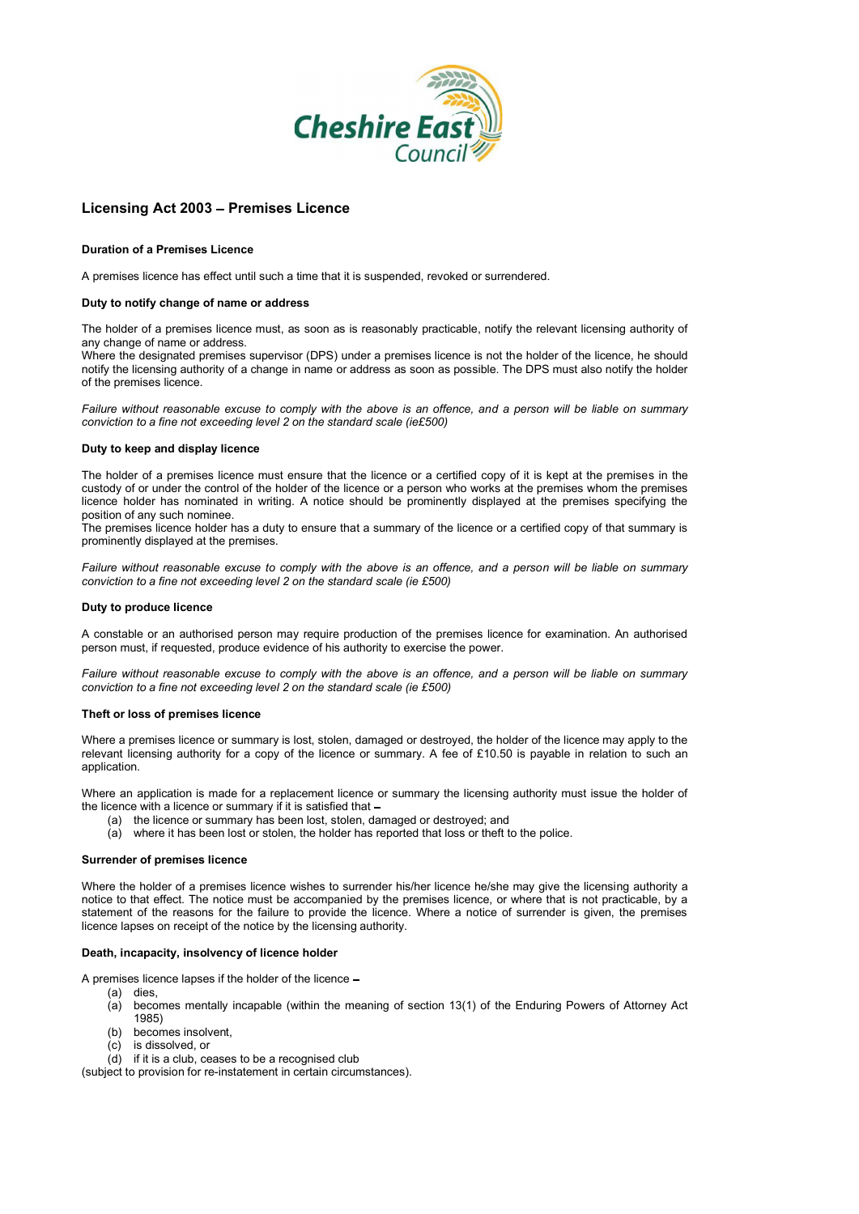Cheshire East Council

## Licensing Act 2003 – Premises Licence

### Duration of a Premises Licence

A premises licence has effect until such a time that it is suspended, revoked or surrendered.

### Duty to notify change of name or address

The holder of a premises licence must, as soon as is reasonably practicable, notify the relevant licensing authority of any change of name or address.
Where the designated premises supervisor (DPS) under a premises licence is not the holder of the licence, he should notify the licensing authority of a change in name or address as soon as possible. The DPS must also notify the holder of the premises licence.

*Failure without reasonable excuse to comply with the above is an offence, and a person will be liable on summary conviction to a fine not exceeding level 2 on the standard scale (ie£500)*

### Duty to keep and display licence

The holder of a premises licence must ensure that the licence or a certified copy of it is kept at the premises in the custody of or under the control of the holder of the licence or a person who works at the premises whom the premises licence holder has nominated in writing. A notice should be prominently displayed at the premises specifying the position of any such nominee.
The premises licence holder has a duty to ensure that a summary of the licence or a certified copy of that summary is prominently displayed at the premises.

*Failure without reasonable excuse to comply with the above is an offence, and a person will be liable on summary conviction to a fine not exceeding level 2 on the standard scale (ie £500)*

### Duty to produce licence

A constable or an authorised person may require production of the premises licence for examination. An authorised person must, if requested, produce evidence of his authority to exercise the power.

*Failure without reasonable excuse to comply with the above is an offence, and a person will be liable on summary conviction to a fine not exceeding level 2 on the standard scale (ie £500)*

### Theft or loss of premises licence

Where a premises licence or summary is lost, stolen, damaged or destroyed, the holder of the licence may apply to the relevant licensing authority for a copy of the licence or summary. A fee of £10.50 is payable in relation to such an application.

Where an application is made for a replacement licence or summary the licensing authority must issue the holder of the licence with a licence or summary if it is satisfied that –

(a) the licence or summary has been lost, stolen, damaged or destroyed; and
(a) where it has been lost or stolen, the holder has reported that loss or theft to the police.

### Surrender of premises licence

Where the holder of a premises licence wishes to surrender his/her licence he/she may give the licensing authority a notice to that effect. The notice must be accompanied by the premises licence, or where that is not practicable, by a statement of the reasons for the failure to provide the licence. Where a notice of surrender is given, the premises licence lapses on receipt of the notice by the licensing authority.

### Death, incapacity, insolvency of licence holder

A premises licence lapses if the holder of the licence –

(a) dies,
(a) becomes mentally incapable (within the meaning of section 13(1) of the Enduring Powers of Attorney Act 1985)
(b) becomes insolvent,
(c) is dissolved, or
(d) if it is a club, ceases to be a recognised club

(subject to provision for re-instatement in certain circumstances).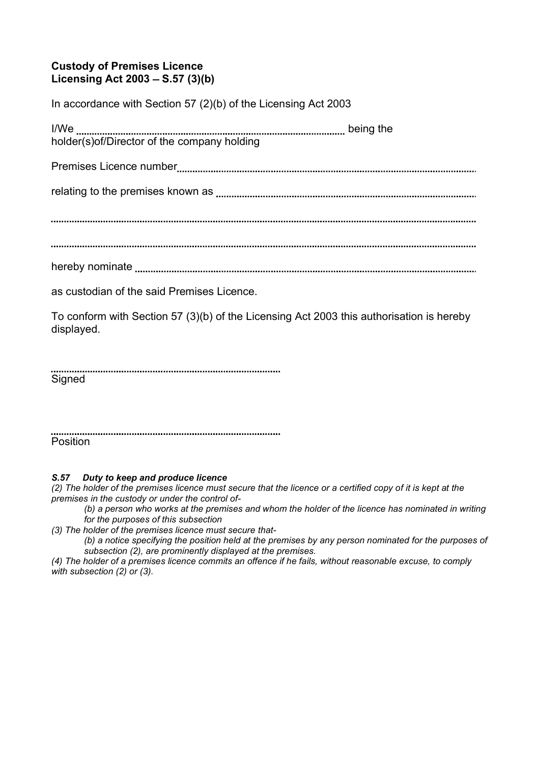**Custody of Premises Licence**
**Licensing Act 2003 – S.57 (3)(b)**

In accordance with Section 57 (2)(b) of the Licensing Act 2003

I/We ........................................................................................................ being the holder(s)of/Director of the company holding

Premises Licence number........................................................................................................

relating to the premises known as ........................................................................................

.............................................................................................................................................

.............................................................................................................................................

hereby nominate ....................................................................................................................

as custodian of the said Premises Licence.

To conform with Section 57 (3)(b) of the Licensing Act 2003 this authorisation is hereby displayed.

..........................................................................................
Signed

..........................................................................................
Position

***S.57 Duty to keep and produce licence***

*(2) The holder of the premises licence must secure that the licence or a certified copy of it is kept at the premises in the custody or under the control of-*

*(b) a person who works at the premises and whom the holder of the licence has nominated in writing for the purposes of this subsection*

*(3) The holder of the premises licence must secure that-*

*(b) a notice specifying the position held at the premises by any person nominated for the purposes of subsection (2), are prominently displayed at the premises.*

*(4) The holder of a premises licence commits an offence if he fails, without reasonable excuse, to comply with subsection (2) or (3).*